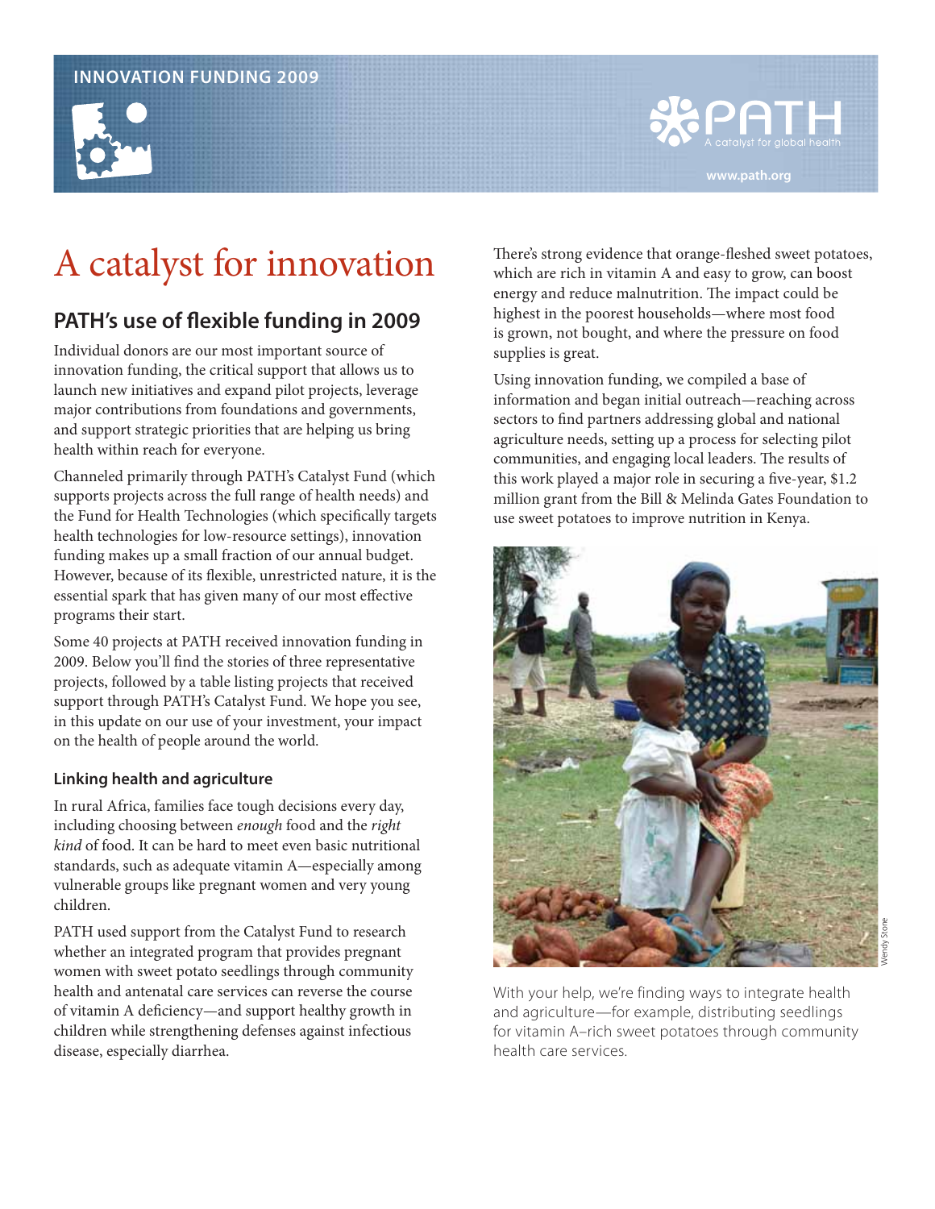INNOVATION FUNDING 2009

PATH
A catalyst for global health

www.path.org

# A catalyst for innovation

## PATH's use of flexible funding in 2009

Individual donors are our most important source of innovation funding, the critical support that allows us to launch new initiatives and expand pilot projects, leverage major contributions from foundations and governments, and support strategic priorities that are helping us bring health within reach for everyone.

Channeled primarily through PATH's Catalyst Fund (which supports projects across the full range of health needs) and the Fund for Health Technologies (which specifically targets health technologies for low-resource settings), innovation funding makes up a small fraction of our annual budget. However, because of its flexible, unrestricted nature, it is the essential spark that has given many of our most effective programs their start.

Some 40 projects at PATH received innovation funding in 2009. Below you'll find the stories of three representative projects, followed by a table listing projects that received support through PATH's Catalyst Fund. We hope you see, in this update on our use of your investment, your impact on the health of people around the world.

### Linking health and agriculture

In rural Africa, families face tough decisions every day, including choosing between *enough* food and the *right kind* of food. It can be hard to meet even basic nutritional standards, such as adequate vitamin A—especially among vulnerable groups like pregnant women and very young children.

PATH used support from the Catalyst Fund to research whether an integrated program that provides pregnant women with sweet potato seedlings through community health and antenatal care services can reverse the course of vitamin A deficiency—and support healthy growth in children while strengthening defenses against infectious disease, especially diarrhea.

There's strong evidence that orange-fleshed sweet potatoes, which are rich in vitamin A and easy to grow, can boost energy and reduce malnutrition. The impact could be highest in the poorest households—where most food is grown, not bought, and where the pressure on food supplies is great.

Using innovation funding, we compiled a base of information and began initial outreach—reaching across sectors to find partners addressing global and national agriculture needs, setting up a process for selecting pilot communities, and engaging local leaders. The results of this work played a major role in securing a five-year, $1.2 million grant from the Bill & Melinda Gates Foundation to use sweet potatoes to improve nutrition in Kenya.

Wendy Stone

With your help, we're finding ways to integrate health and agriculture—for example, distributing seedlings for vitamin A–rich sweet potatoes through community health care services.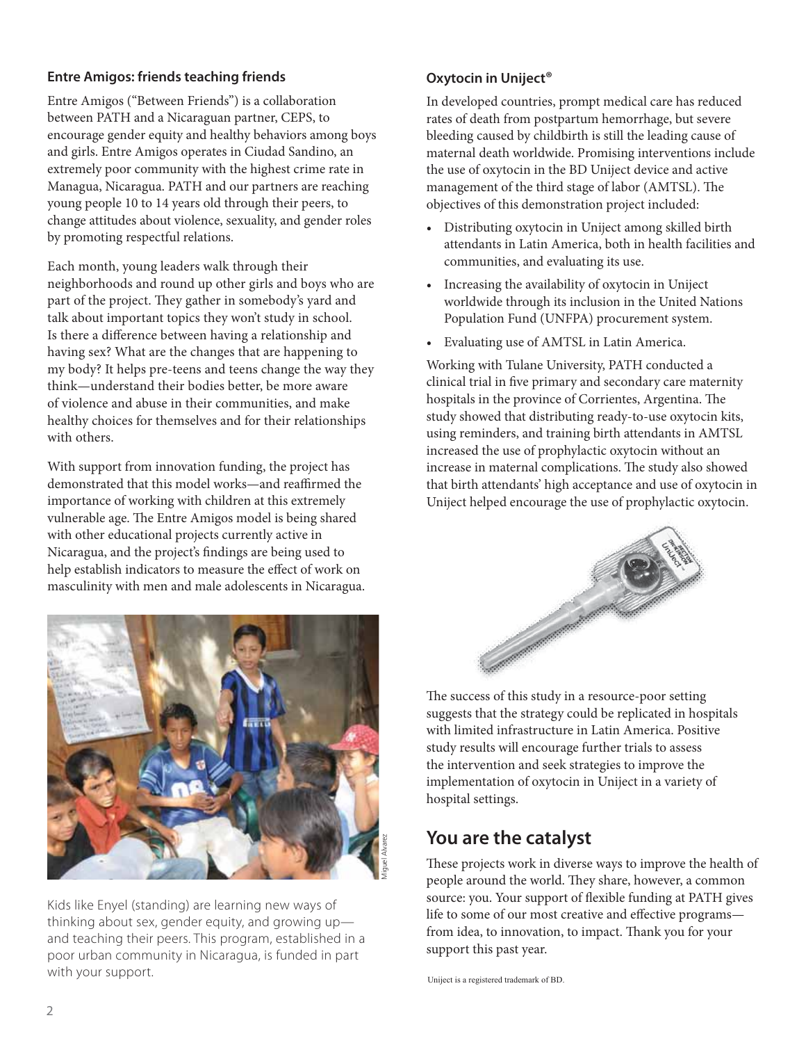### Entre Amigos: friends teaching friends

Entre Amigos ("Between Friends") is a collaboration between PATH and a Nicaraguan partner, CEPS, to encourage gender equity and healthy behaviors among boys and girls. Entre Amigos operates in Ciudad Sandino, an extremely poor community with the highest crime rate in Managua, Nicaragua. PATH and our partners are reaching young people 10 to 14 years old through their peers, to change attitudes about violence, sexuality, and gender roles by promoting respectful relations.

Each month, young leaders walk through their neighborhoods and round up other girls and boys who are part of the project. They gather in somebody's yard and talk about important topics they won't study in school. Is there a difference between having a relationship and having sex? What are the changes that are happening to my body? It helps pre-teens and teens change the way they think—understand their bodies better, be more aware of violence and abuse in their communities, and make healthy choices for themselves and for their relationships with others.

With support from innovation funding, the project has demonstrated that this model works—and reaffirmed the importance of working with children at this extremely vulnerable age. The Entre Amigos model is being shared with other educational projects currently active in Nicaragua, and the project's findings are being used to help establish indicators to measure the effect of work on masculinity with men and male adolescents in Nicaragua.

Miguel Alvarez

Kids like Enyel (standing) are learning new ways of thinking about sex, gender equity, and growing up—and teaching their peers. This program, established in a poor urban community in Nicaragua, is funded in part with your support.

### Oxytocin in Uniject®

In developed countries, prompt medical care has reduced rates of death from postpartum hemorrhage, but severe bleeding caused by childbirth is still the leading cause of maternal death worldwide. Promising interventions include the use of oxytocin in the BD Uniject device and active management of the third stage of labor (AMTSL). The objectives of this demonstration project included:

- Distributing oxytocin in Uniject among skilled birth attendants in Latin America, both in health facilities and communities, and evaluating its use.
- Increasing the availability of oxytocin in Uniject worldwide through its inclusion in the United Nations Population Fund (UNFPA) procurement system.
- Evaluating use of AMTSL in Latin America.

Working with Tulane University, PATH conducted a clinical trial in five primary and secondary care maternity hospitals in the province of Corrientes, Argentina. The study showed that distributing ready-to-use oxytocin kits, using reminders, and training birth attendants in AMTSL increased the use of prophylactic oxytocin without an increase in maternal complications. The study also showed that birth attendants' high acceptance and use of oxytocin in Uniject helped encourage the use of prophylactic oxytocin.

The success of this study in a resource-poor setting suggests that the strategy could be replicated in hospitals with limited infrastructure in Latin America. Positive study results will encourage further trials to assess the intervention and seek strategies to improve the implementation of oxytocin in Uniject in a variety of hospital settings.

## You are the catalyst

These projects work in diverse ways to improve the health of people around the world. They share, however, a common source: you. Your support of flexible funding at PATH gives life to some of our most creative and effective programs—from idea, to innovation, to impact. Thank you for your support this past year.

Uniject is a registered trademark of BD.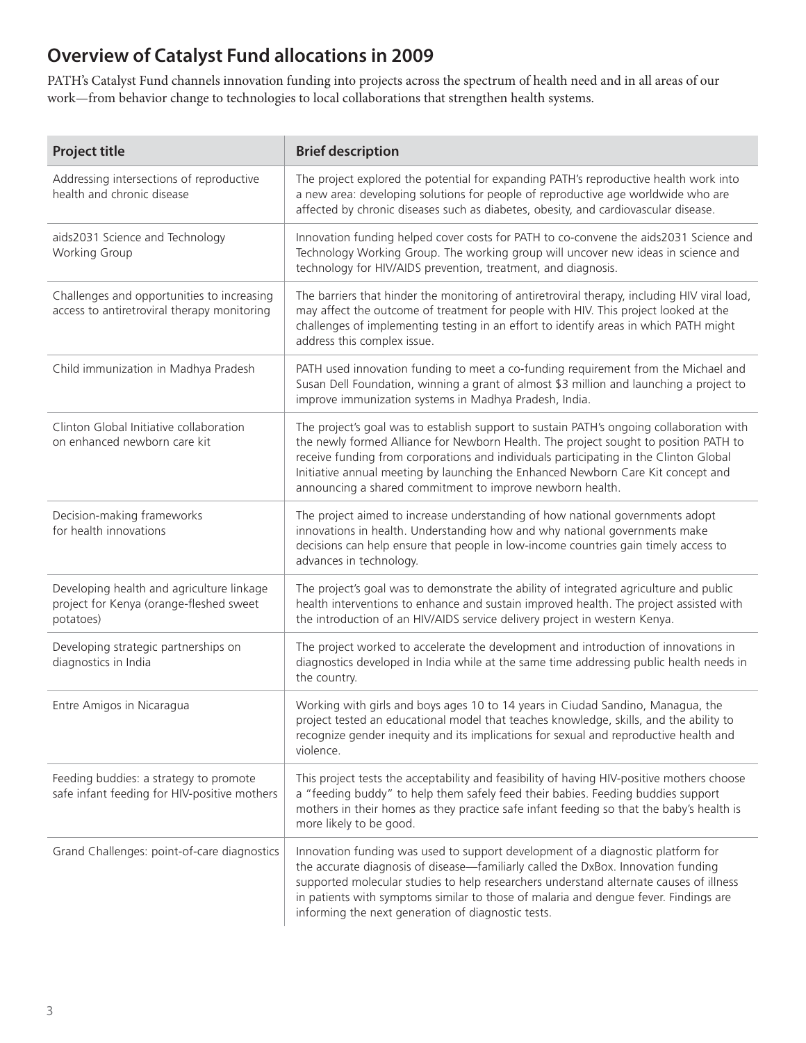## Overview of Catalyst Fund allocations in 2009

PATH's Catalyst Fund channels innovation funding into projects across the spectrum of health need and in all areas of our work—from behavior change to technologies to local collaborations that strengthen health systems.

| Project title | Brief description |
| --- | --- |
| Addressing intersections of reproductive health and chronic disease | The project explored the potential for expanding PATH's reproductive health work into a new area: developing solutions for people of reproductive age worldwide who are affected by chronic diseases such as diabetes, obesity, and cardiovascular disease. |
| aids2031 Science and Technology Working Group | Innovation funding helped cover costs for PATH to co-convene the aids2031 Science and Technology Working Group. The working group will uncover new ideas in science and technology for HIV/AIDS prevention, treatment, and diagnosis. |
| Challenges and opportunities to increasing access to antiretroviral therapy monitoring | The barriers that hinder the monitoring of antiretroviral therapy, including HIV viral load, may affect the outcome of treatment for people with HIV. This project looked at the challenges of implementing testing in an effort to identify areas in which PATH might address this complex issue. |
| Child immunization in Madhya Pradesh | PATH used innovation funding to meet a co-funding requirement from the Michael and Susan Dell Foundation, winning a grant of almost $3 million and launching a project to improve immunization systems in Madhya Pradesh, India. |
| Clinton Global Initiative collaboration on enhanced newborn care kit | The project's goal was to establish support to sustain PATH's ongoing collaboration with the newly formed Alliance for Newborn Health. The project sought to position PATH to receive funding from corporations and individuals participating in the Clinton Global Initiative annual meeting by launching the Enhanced Newborn Care Kit concept and announcing a shared commitment to improve newborn health. |
| Decision-making frameworks for health innovations | The project aimed to increase understanding of how national governments adopt innovations in health. Understanding how and why national governments make decisions can help ensure that people in low-income countries gain timely access to advances in technology. |
| Developing health and agriculture linkage project for Kenya (orange-fleshed sweet potatoes) | The project's goal was to demonstrate the ability of integrated agriculture and public health interventions to enhance and sustain improved health. The project assisted with the introduction of an HIV/AIDS service delivery project in western Kenya. |
| Developing strategic partnerships on diagnostics in India | The project worked to accelerate the development and introduction of innovations in diagnostics developed in India while at the same time addressing public health needs in the country. |
| Entre Amigos in Nicaragua | Working with girls and boys ages 10 to 14 years in Ciudad Sandino, Managua, the project tested an educational model that teaches knowledge, skills, and the ability to recognize gender inequity and its implications for sexual and reproductive health and violence. |
| Feeding buddies: a strategy to promote safe infant feeding for HIV-positive mothers | This project tests the acceptability and feasibility of having HIV-positive mothers choose a "feeding buddy" to help them safely feed their babies. Feeding buddies support mothers in their homes as they practice safe infant feeding so that the baby's health is more likely to be good. |
| Grand Challenges: point-of-care diagnostics | Innovation funding was used to support development of a diagnostic platform for the accurate diagnosis of disease—familiarly called the DxBox. Innovation funding supported molecular studies to help researchers understand alternate causes of illness in patients with symptoms similar to those of malaria and dengue fever. Findings are informing the next generation of diagnostic tests. |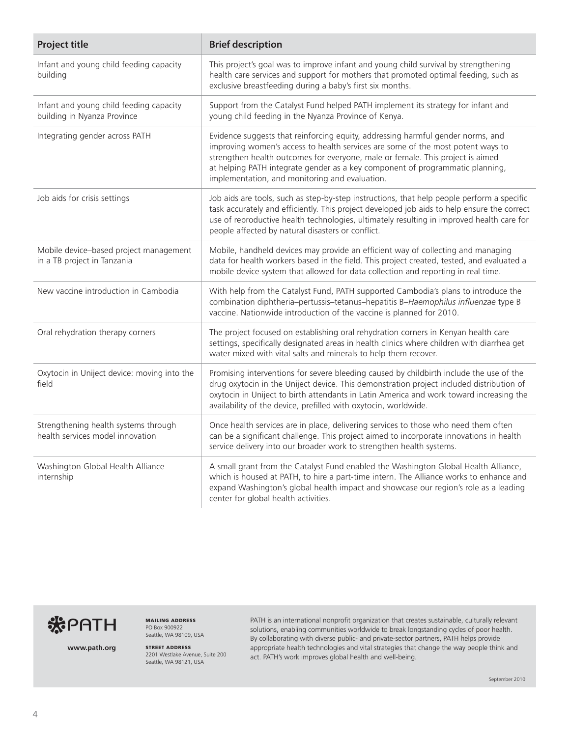| Project title | Brief description |
| --- | --- |
| Infant and young child feeding capacity building | This project's goal was to improve infant and young child survival by strengthening health care services and support for mothers that promoted optimal feeding, such as exclusive breastfeeding during a baby's first six months. |
| Infant and young child feeding capacity building in Nyanza Province | Support from the Catalyst Fund helped PATH implement its strategy for infant and young child feeding in the Nyanza Province of Kenya. |
| Integrating gender across PATH | Evidence suggests that reinforcing equity, addressing harmful gender norms, and improving women's access to health services are some of the most potent ways to strengthen health outcomes for everyone, male or female. This project is aimed at helping PATH integrate gender as a key component of programmatic planning, implementation, and monitoring and evaluation. |
| Job aids for crisis settings | Job aids are tools, such as step-by-step instructions, that help people perform a specific task accurately and efficiently. This project developed job aids to help ensure the correct use of reproductive health technologies, ultimately resulting in improved health care for people affected by natural disasters or conflict. |
| Mobile device–based project management in a TB project in Tanzania | Mobile, handheld devices may provide an efficient way of collecting and managing data for health workers based in the field. This project created, tested, and evaluated a mobile device system that allowed for data collection and reporting in real time. |
| New vaccine introduction in Cambodia | With help from the Catalyst Fund, PATH supported Cambodia's plans to introduce the combination diphtheria–pertussis–tetanus–hepatitis B–*Haemophilus influenzae* type B vaccine. Nationwide introduction of the vaccine is planned for 2010. |
| Oral rehydration therapy corners | The project focused on establishing oral rehydration corners in Kenyan health care settings, specifically designated areas in health clinics where children with diarrhea get water mixed with vital salts and minerals to help them recover. |
| Oxytocin in Uniject device: moving into the field | Promising interventions for severe bleeding caused by childbirth include the use of the drug oxytocin in the Uniject device. This demonstration project included distribution of oxytocin in Uniject to birth attendants in Latin America and work toward increasing the availability of the device, prefilled with oxytocin, worldwide. |
| Strengthening health systems through health services model innovation | Once health services are in place, delivering services to those who need them often can be a significant challenge. This project aimed to incorporate innovations in health service delivery into our broader work to strengthen health systems. |
| Washington Global Health Alliance internship | A small grant from the Catalyst Fund enabled the Washington Global Health Alliance, which is housed at PATH, to hire a part-time intern. The Alliance works to enhance and expand Washington's global health impact and showcase our region's role as a leading center for global health activities. |

PATH

**www.path.org**

**MAILING ADDRESS**
PO Box 900922
Seattle, WA 98109, USA

**STREET ADDRESS**
2201 Westlake Avenue, Suite 200
Seattle, WA 98121, USA

PATH is an international nonprofit organization that creates sustainable, culturally relevant solutions, enabling communities worldwide to break longstanding cycles of poor health. By collaborating with diverse public- and private-sector partners, PATH helps provide appropriate health technologies and vital strategies that change the way people think and act. PATH's work improves global health and well-being.

September 2010